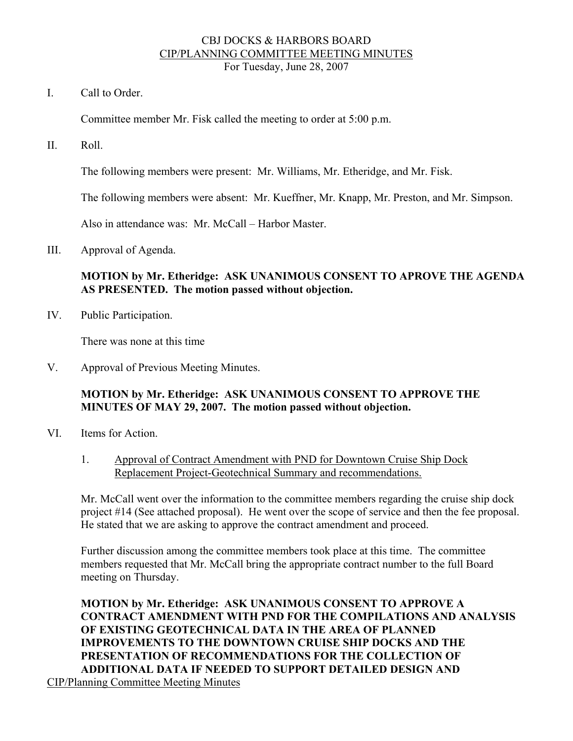# CBJ DOCKS & HARBORS BOARD
## CIP/PLANNING COMMITTEE MEETING MINUTES
For Tuesday, June 28, 2007

I. Call to Order.

Committee member Mr. Fisk called the meeting to order at 5:00 p.m.

II. Roll.

The following members were present: Mr. Williams, Mr. Etheridge, and Mr. Fisk.

The following members were absent: Mr. Kueffner, Mr. Knapp, Mr. Preston, and Mr. Simpson.

Also in attendance was: Mr. McCall – Harbor Master.

III. Approval of Agenda.

**MOTION by Mr. Etheridge: ASK UNANIMOUS CONSENT TO APROVE THE AGENDA AS PRESENTED. The motion passed without objection.**

IV. Public Participation.

There was none at this time

V. Approval of Previous Meeting Minutes.

**MOTION by Mr. Etheridge: ASK UNANIMOUS CONSENT TO APPROVE THE MINUTES OF MAY 29, 2007. The motion passed without objection.**

VI. Items for Action.

1. Approval of Contract Amendment with PND for Downtown Cruise Ship Dock Replacement Project-Geotechnical Summary and recommendations.

Mr. McCall went over the information to the committee members regarding the cruise ship dock project #14 (See attached proposal). He went over the scope of service and then the fee proposal. He stated that we are asking to approve the contract amendment and proceed.

Further discussion among the committee members took place at this time. The committee members requested that Mr. McCall bring the appropriate contract number to the full Board meeting on Thursday.

**MOTION by Mr. Etheridge: ASK UNANIMOUS CONSENT TO APPROVE A CONTRACT AMENDMENT WITH PND FOR THE COMPILATIONS AND ANALYSIS OF EXISTING GEOTECHNICAL DATA IN THE AREA OF PLANNED IMPROVEMENTS TO THE DOWNTOWN CRUISE SHIP DOCKS AND THE PRESENTATION OF RECOMMENDATIONS FOR THE COLLECTION OF ADDITIONAL DATA IF NEEDED TO SUPPORT DETAILED DESIGN AND**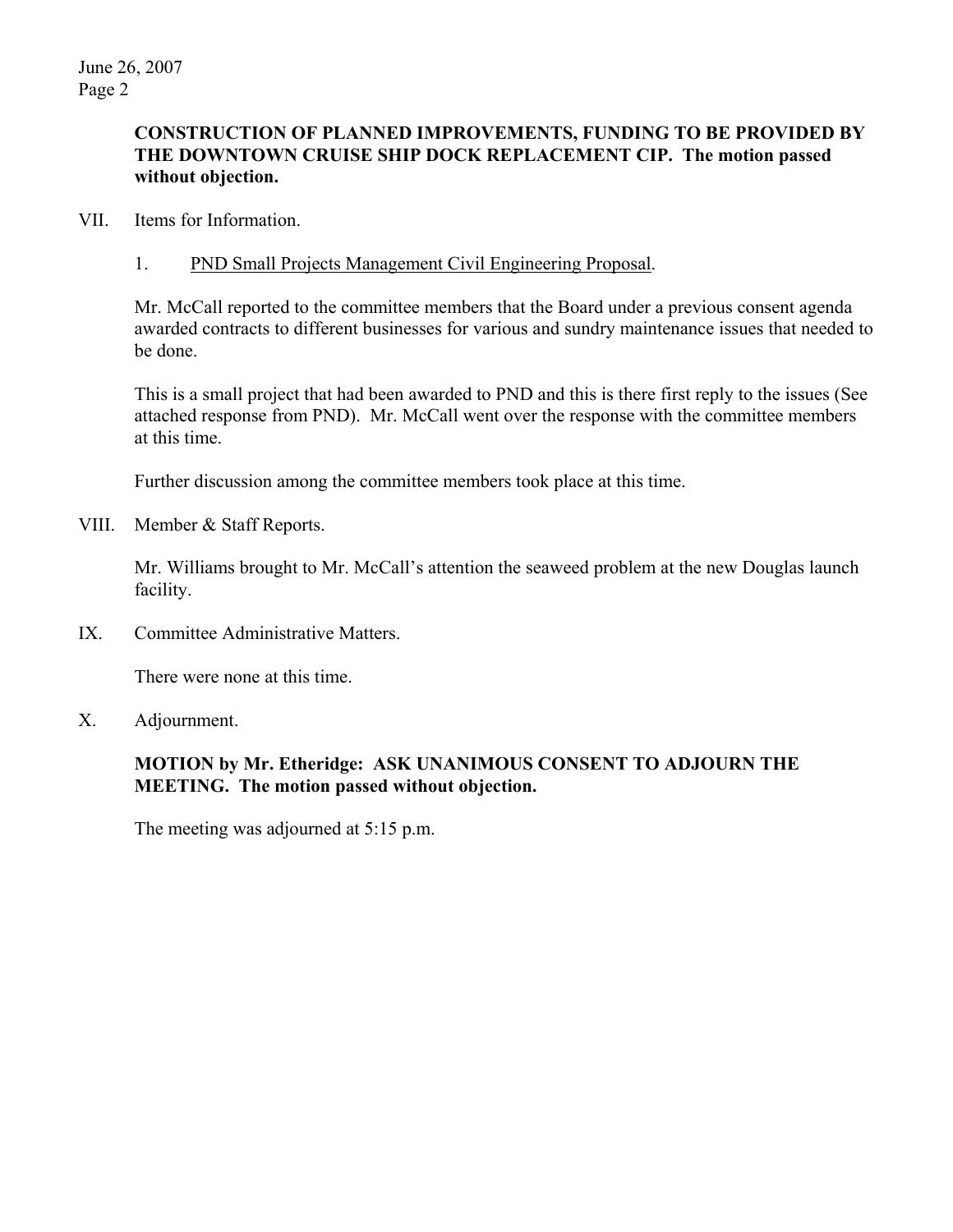**CONSTRUCTION OF PLANNED IMPROVEMENTS, FUNDING TO BE PROVIDED BY THE DOWNTOWN CRUISE SHIP DOCK REPLACEMENT CIP. The motion passed without objection.**

VII. Items for Information.

1. PND Small Projects Management Civil Engineering Proposal.

Mr. McCall reported to the committee members that the Board under a previous consent agenda awarded contracts to different businesses for various and sundry maintenance issues that needed to be done.

This is a small project that had been awarded to PND and this is there first reply to the issues (See attached response from PND). Mr. McCall went over the response with the committee members at this time.

Further discussion among the committee members took place at this time.

VIII. Member & Staff Reports.

Mr. Williams brought to Mr. McCall's attention the seaweed problem at the new Douglas launch facility.

IX. Committee Administrative Matters.

There were none at this time.

X. Adjournment.

**MOTION by Mr. Etheridge: ASK UNANIMOUS CONSENT TO ADJOURN THE MEETING. The motion passed without objection.**

The meeting was adjourned at 5:15 p.m.